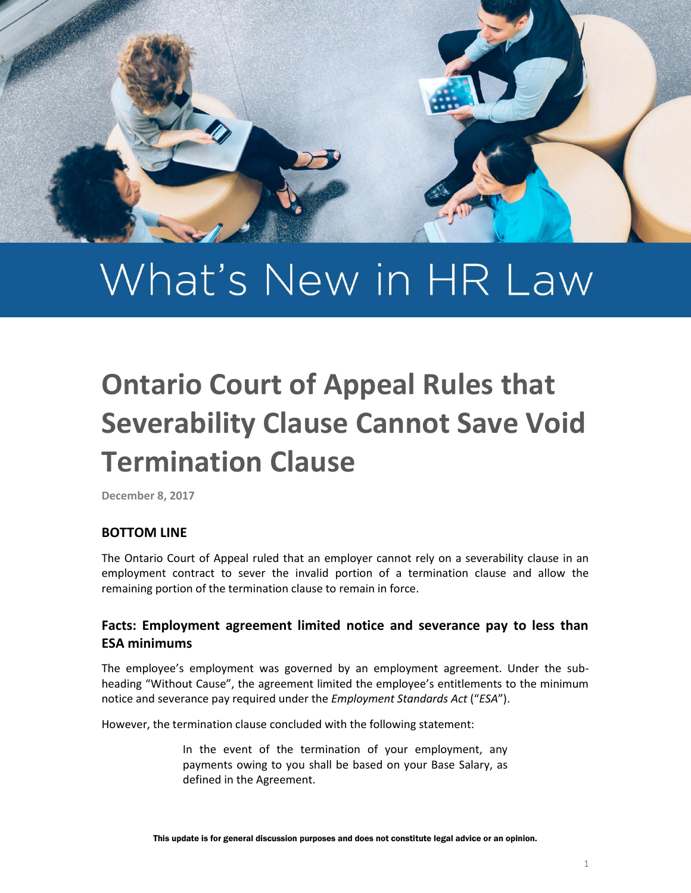# What's New in HR Law

## Ontario Court of Appeal Rules that Severability Clause Cannot Save Void Termination Clause

December 8, 2017

### BOTTOM LINE

The Ontario Court of Appeal ruled that an employer cannot rely on a severability clause in an employment contract to sever the invalid portion of a termination clause and allow the remaining portion of the termination clause to remain in force.

### Facts: Employment agreement limited notice and severance pay to less than ESA minimums

The employee's employment was governed by an employment agreement. Under the sub-heading "Without Cause", the agreement limited the employee's entitlements to the minimum notice and severance pay required under the *Employment Standards Act* ("*ESA*").

However, the termination clause concluded with the following statement:

> In the event of the termination of your employment, any payments owing to you shall be based on your Base Salary, as defined in the Agreement.

This update is for general discussion purposes and does not constitute legal advice or an opinion.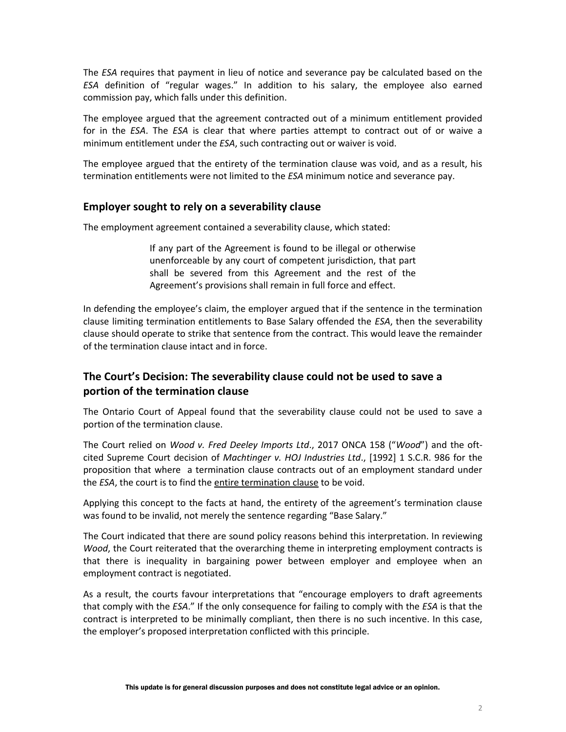The *ESA* requires that payment in lieu of notice and severance pay be calculated based on the *ESA* definition of "regular wages." In addition to his salary, the employee also earned commission pay, which falls under this definition.

The employee argued that the agreement contracted out of a minimum entitlement provided for in the *ESA*. The *ESA* is clear that where parties attempt to contract out of or waive a minimum entitlement under the *ESA*, such contracting out or waiver is void.

The employee argued that the entirety of the termination clause was void, and as a result, his termination entitlements were not limited to the *ESA* minimum notice and severance pay.

## Employer sought to rely on a severability clause

The employment agreement contained a severability clause, which stated:

> If any part of the Agreement is found to be illegal or otherwise unenforceable by any court of competent jurisdiction, that part shall be severed from this Agreement and the rest of the Agreement's provisions shall remain in full force and effect.

In defending the employee's claim, the employer argued that if the sentence in the termination clause limiting termination entitlements to Base Salary offended the *ESA*, then the severability clause should operate to strike that sentence from the contract. This would leave the remainder of the termination clause intact and in force.

## The Court's Decision: The severability clause could not be used to save a portion of the termination clause

The Ontario Court of Appeal found that the severability clause could not be used to save a portion of the termination clause.

The Court relied on *Wood v. Fred Deeley Imports Ltd*., 2017 ONCA 158 ("*Wood*") and the oft-cited Supreme Court decision of *Machtinger v. HOJ Industries Ltd*., [1992] 1 S.C.R. 986 for the proposition that where a termination clause contracts out of an employment standard under the *ESA*, the court is to find the <u>entire termination clause</u> to be void.

Applying this concept to the facts at hand, the entirety of the agreement's termination clause was found to be invalid, not merely the sentence regarding "Base Salary."

The Court indicated that there are sound policy reasons behind this interpretation. In reviewing *Wood*, the Court reiterated that the overarching theme in interpreting employment contracts is that there is inequality in bargaining power between employer and employee when an employment contract is negotiated.

As a result, the courts favour interpretations that "encourage employers to draft agreements that comply with the *ESA*." If the only consequence for failing to comply with the *ESA* is that the contract is interpreted to be minimally compliant, then there is no such incentive. In this case, the employer's proposed interpretation conflicted with this principle.

**This update is for general discussion purposes and does not constitute legal advice or an opinion.**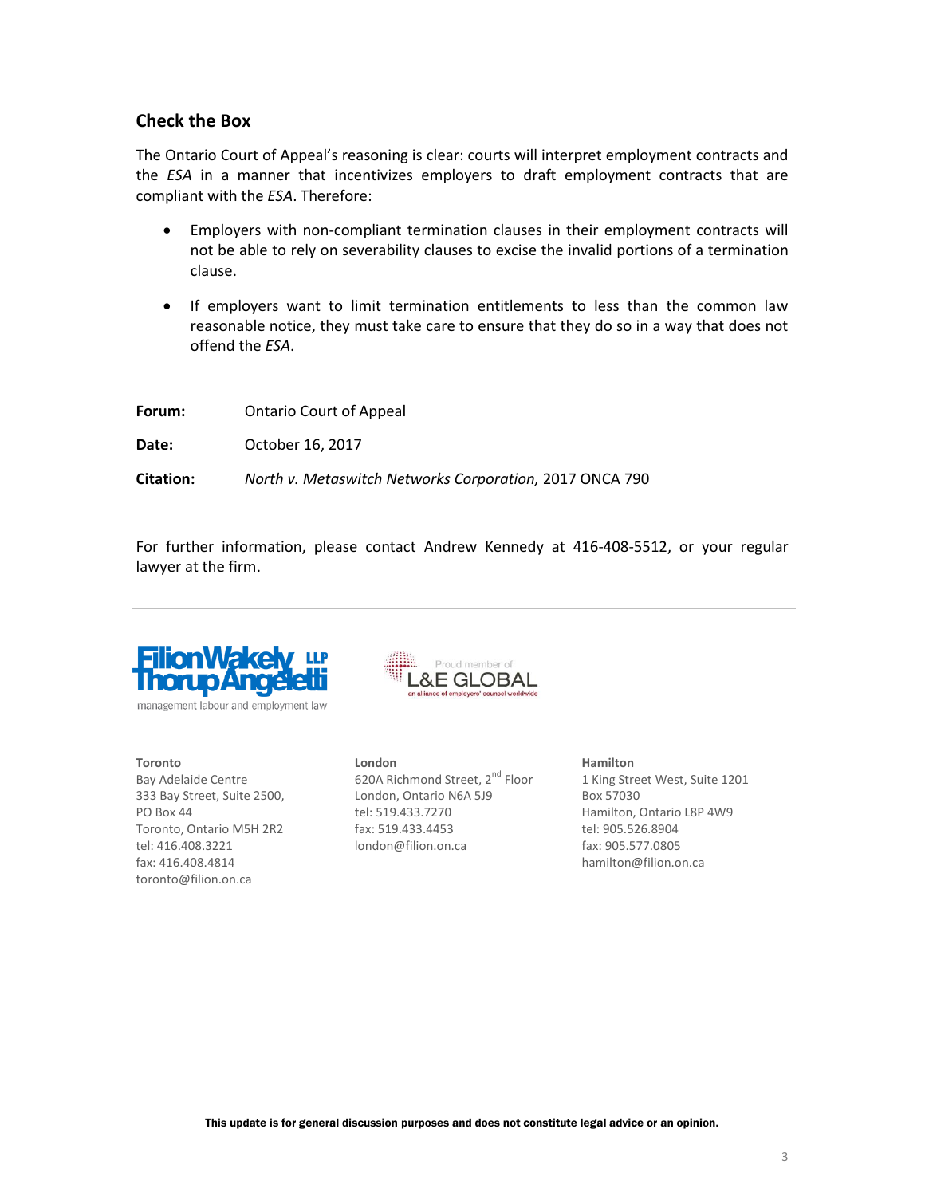## Check the Box

The Ontario Court of Appeal's reasoning is clear: courts will interpret employment contracts and the *ESA* in a manner that incentivizes employers to draft employment contracts that are compliant with the *ESA*. Therefore:

- Employers with non-compliant termination clauses in their employment contracts will not be able to rely on severability clauses to excise the invalid portions of a termination clause.
- If employers want to limit termination entitlements to less than the common law reasonable notice, they must take care to ensure that they do so in a way that does not offend the *ESA*.

**Forum:** Ontario Court of Appeal

**Date:** October 16, 2017

**Citation:** *North v. Metaswitch Networks Corporation,* 2017 ONCA 790

For further information, please contact Andrew Kennedy at 416-408-5512, or your regular lawyer at the firm.

---

Filion Wakely Thorup Angeletti LLP
management labour and employment law

Proud member of L&E GLOBAL
an alliance of employers' counsel worldwide

**Toronto**
Bay Adelaide Centre
333 Bay Street, Suite 2500,
PO Box 44
Toronto, Ontario M5H 2R2
tel: 416.408.3221
fax: 416.408.4814
toronto@filion.on.ca

**London**
620A Richmond Street, 2nd Floor
London, Ontario N6A 5J9
tel: 519.433.7270
fax: 519.433.4453
london@filion.on.ca

**Hamilton**
1 King Street West, Suite 1201
Box 57030
Hamilton, Ontario L8P 4W9
tel: 905.526.8904
fax: 905.577.0805
hamilton@filion.on.ca

**This update is for general discussion purposes and does not constitute legal advice or an opinion.**